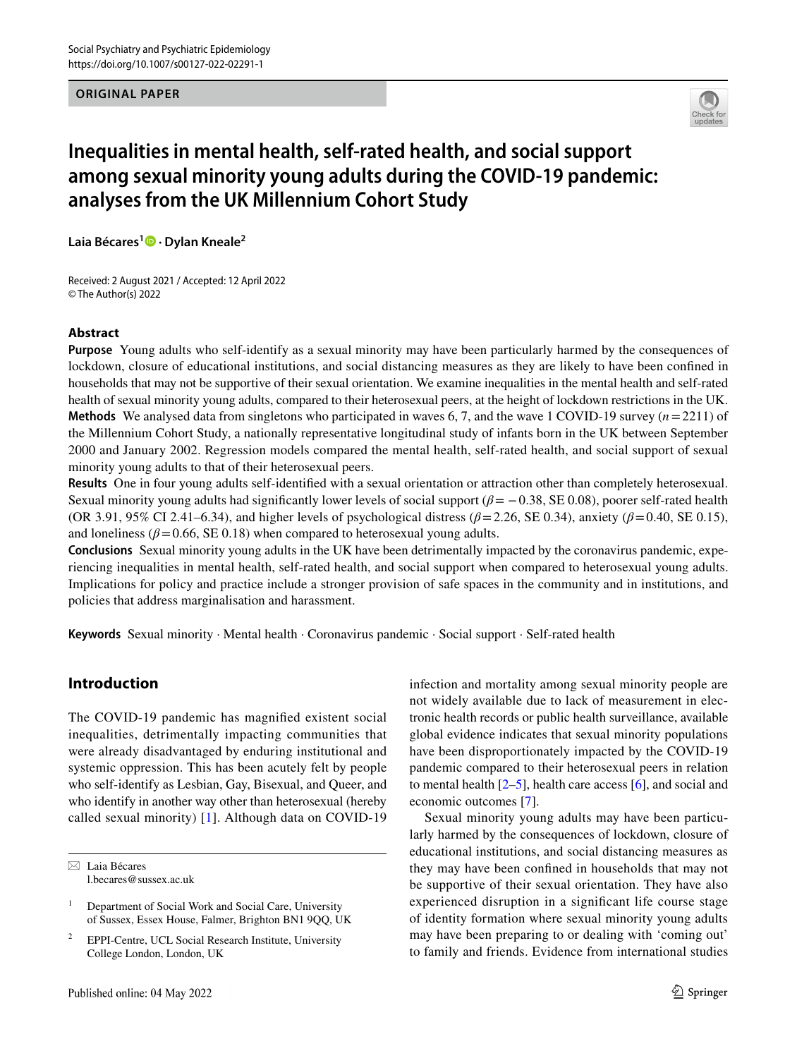ORIGINAL PAPER

# Inequalities in mental health, self-rated health, and social support among sexual minority young adults during the COVID-19 pandemic: analyses from the UK Millennium Cohort Study

**Laia Bécares**[1] · **Dylan Kneale**[2]

Received: 2 August 2021 / Accepted: 12 April 2022
© The Author(s) 2022

## Abstract

**Purpose** Young adults who self-identify as a sexual minority may have been particularly harmed by the consequences of lockdown, closure of educational institutions, and social distancing measures as they are likely to have been confined in households that may not be supportive of their sexual orientation. We examine inequalities in the mental health and self-rated health of sexual minority young adults, compared to their heterosexual peers, at the height of lockdown restrictions in the UK.

**Methods** We analysed data from singletons who participated in waves 6, 7, and the wave 1 COVID-19 survey ($n = 2211$) of the Millennium Cohort Study, a nationally representative longitudinal study of infants born in the UK between September 2000 and January 2002. Regression models compared the mental health, self-rated health, and social support of sexual minority young adults to that of their heterosexual peers.

**Results** One in four young adults self-identified with a sexual orientation or attraction other than completely heterosexual. Sexual minority young adults had significantly lower levels of social support ($\beta = -0.38$, SE 0.08), poorer self-rated health (OR 3.91, 95% CI 2.41–6.34), and higher levels of psychological distress ($\beta = 2.26$, SE 0.34), anxiety ($\beta = 0.40$, SE 0.15), and loneliness ($\beta = 0.66$, SE 0.18) when compared to heterosexual young adults.

**Conclusions** Sexual minority young adults in the UK have been detrimentally impacted by the coronavirus pandemic, experiencing inequalities in mental health, self-rated health, and social support when compared to heterosexual young adults. Implications for policy and practice include a stronger provision of safe spaces in the community and in institutions, and policies that address marginalisation and harassment.

**Keywords** Sexual minority · Mental health · Coronavirus pandemic · Social support · Self-rated health

## Introduction

The COVID-19 pandemic has magnified existent social inequalities, detrimentally impacting communities that were already disadvantaged by enduring institutional and systemic oppression. This has been acutely felt by people who self-identify as Lesbian, Gay, Bisexual, and Queer, and who identify in another way other than heterosexual (hereby called sexual minority) [1]. Although data on COVID-19 infection and mortality among sexual minority people are not widely available due to lack of measurement in electronic health records or public health surveillance, available global evidence indicates that sexual minority populations have been disproportionately impacted by the COVID-19 pandemic compared to their heterosexual peers in relation to mental health [2–5], health care access [6], and social and economic outcomes [7].

Sexual minority young adults may have been particularly harmed by the consequences of lockdown, closure of educational institutions, and social distancing measures as they may have been confined in households that may not be supportive of their sexual orientation. They have also experienced disruption in a significant life course stage of identity formation where sexual minority young adults may have been preparing to or dealing with 'coming out' to family and friends. Evidence from international studies

---

✉ Laia Bécares
l.becares@sussex.ac.uk

[1] Department of Social Work and Social Care, University of Sussex, Essex House, Falmer, Brighton BN1 9QQ, UK

[2] EPPI-Centre, UCL Social Research Institute, University College London, London, UK

Published online: 04 May 2022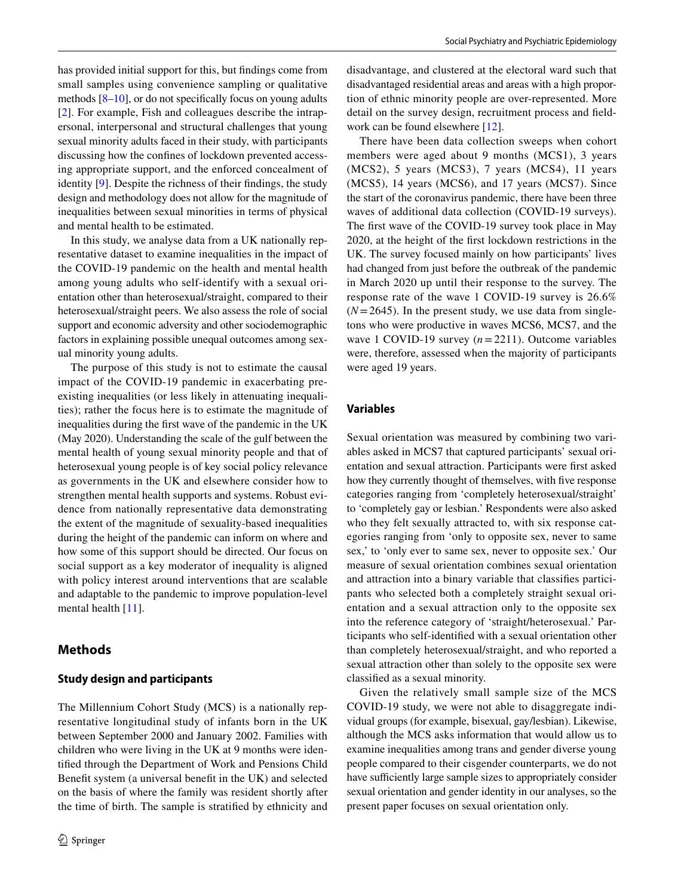has provided initial support for this, but findings come from small samples using convenience sampling or qualitative methods [8–10], or do not specifically focus on young adults [2]. For example, Fish and colleagues describe the intrapersonal, interpersonal and structural challenges that young sexual minority adults faced in their study, with participants discussing how the confines of lockdown prevented accessing appropriate support, and the enforced concealment of identity [9]. Despite the richness of their findings, the study design and methodology does not allow for the magnitude of inequalities between sexual minorities in terms of physical and mental health to be estimated.

In this study, we analyse data from a UK nationally representative dataset to examine inequalities in the impact of the COVID-19 pandemic on the health and mental health among young adults who self-identify with a sexual orientation other than heterosexual/straight, compared to their heterosexual/straight peers. We also assess the role of social support and economic adversity and other sociodemographic factors in explaining possible unequal outcomes among sexual minority young adults.

The purpose of this study is not to estimate the causal impact of the COVID-19 pandemic in exacerbating preexisting inequalities (or less likely in attenuating inequalities); rather the focus here is to estimate the magnitude of inequalities during the first wave of the pandemic in the UK (May 2020). Understanding the scale of the gulf between the mental health of young sexual minority people and that of heterosexual young people is of key social policy relevance as governments in the UK and elsewhere consider how to strengthen mental health supports and systems. Robust evidence from nationally representative data demonstrating the extent of the magnitude of sexuality-based inequalities during the height of the pandemic can inform on where and how some of this support should be directed. Our focus on social support as a key moderator of inequality is aligned with policy interest around interventions that are scalable and adaptable to the pandemic to improve population-level mental health [11].

## Methods

### Study design and participants

The Millennium Cohort Study (MCS) is a nationally representative longitudinal study of infants born in the UK between September 2000 and January 2002. Families with children who were living in the UK at 9 months were identified through the Department of Work and Pensions Child Benefit system (a universal benefit in the UK) and selected on the basis of where the family was resident shortly after the time of birth. The sample is stratified by ethnicity and disadvantage, and clustered at the electoral ward such that disadvantaged residential areas and areas with a high proportion of ethnic minority people are over-represented. More detail on the survey design, recruitment process and fieldwork can be found elsewhere [12].

There have been data collection sweeps when cohort members were aged about 9 months (MCS1), 3 years (MCS2), 5 years (MCS3), 7 years (MCS4), 11 years (MCS5), 14 years (MCS6), and 17 years (MCS7). Since the start of the coronavirus pandemic, there have been three waves of additional data collection (COVID-19 surveys). The first wave of the COVID-19 survey took place in May 2020, at the height of the first lockdown restrictions in the UK. The survey focused mainly on how participants' lives had changed from just before the outbreak of the pandemic in March 2020 up until their response to the survey. The response rate of the wave 1 COVID-19 survey is 26.6% ($N=2645$). In the present study, we use data from singletons who were productive in waves MCS6, MCS7, and the wave 1 COVID-19 survey ($n=2211$). Outcome variables were, therefore, assessed when the majority of participants were aged 19 years.

### Variables

Sexual orientation was measured by combining two variables asked in MCS7 that captured participants' sexual orientation and sexual attraction. Participants were first asked how they currently thought of themselves, with five response categories ranging from 'completely heterosexual/straight' to 'completely gay or lesbian.' Respondents were also asked who they felt sexually attracted to, with six response categories ranging from 'only to opposite sex, never to same sex,' to 'only ever to same sex, never to opposite sex.' Our measure of sexual orientation combines sexual orientation and attraction into a binary variable that classifies participants who selected both a completely straight sexual orientation and a sexual attraction only to the opposite sex into the reference category of 'straight/heterosexual.' Participants who self-identified with a sexual orientation other than completely heterosexual/straight, and who reported a sexual attraction other than solely to the opposite sex were classified as a sexual minority.

Given the relatively small sample size of the MCS COVID-19 study, we were not able to disaggregate individual groups (for example, bisexual, gay/lesbian). Likewise, although the MCS asks information that would allow us to examine inequalities among trans and gender diverse young people compared to their cisgender counterparts, we do not have sufficiently large sample sizes to appropriately consider sexual orientation and gender identity in our analyses, so the present paper focuses on sexual orientation only.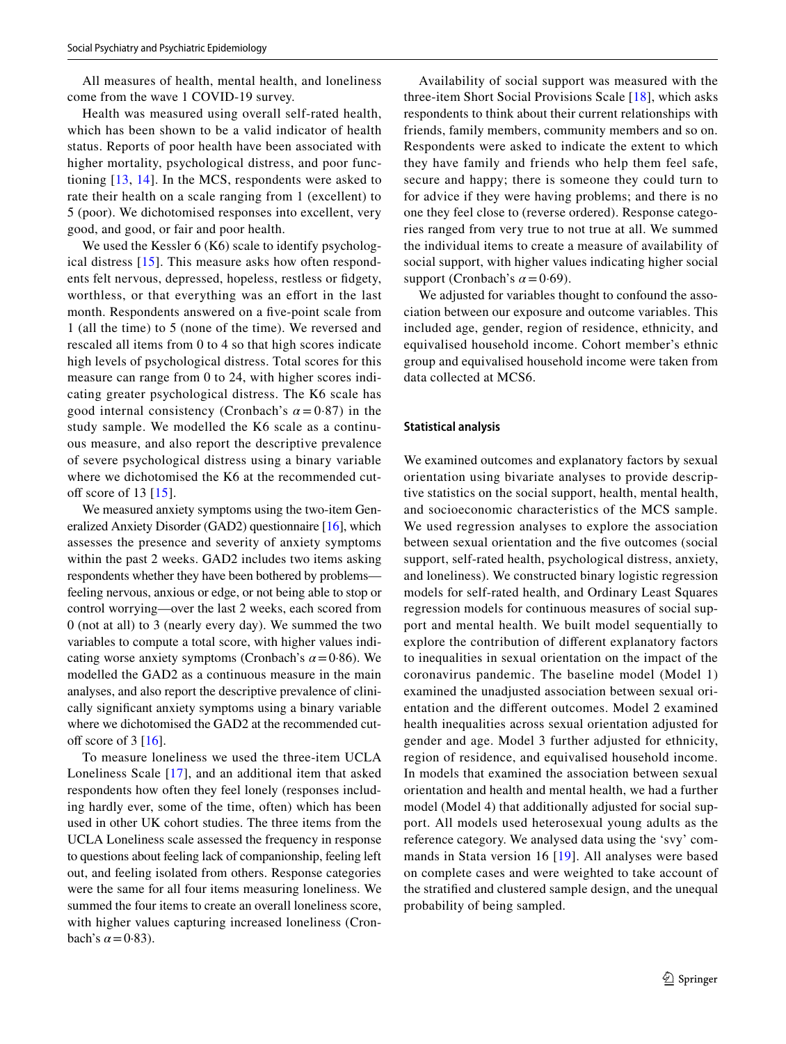All measures of health, mental health, and loneliness come from the wave 1 COVID-19 survey.

Health was measured using overall self-rated health, which has been shown to be a valid indicator of health status. Reports of poor health have been associated with higher mortality, psychological distress, and poor functioning [13, 14]. In the MCS, respondents were asked to rate their health on a scale ranging from 1 (excellent) to 5 (poor). We dichotomised responses into excellent, very good, and good, or fair and poor health.

We used the Kessler 6 (K6) scale to identify psychological distress [15]. This measure asks how often respondents felt nervous, depressed, hopeless, restless or fidgety, worthless, or that everything was an effort in the last month. Respondents answered on a five-point scale from 1 (all the time) to 5 (none of the time). We reversed and rescaled all items from 0 to 4 so that high scores indicate high levels of psychological distress. Total scores for this measure can range from 0 to 24, with higher scores indicating greater psychological distress. The K6 scale has good internal consistency (Cronbach's $\alpha = 0{\cdot}87$) in the study sample. We modelled the K6 scale as a continuous measure, and also report the descriptive prevalence of severe psychological distress using a binary variable where we dichotomised the K6 at the recommended cut-off score of 13 [15].

We measured anxiety symptoms using the two-item Generalized Anxiety Disorder (GAD2) questionnaire [16], which assesses the presence and severity of anxiety symptoms within the past 2 weeks. GAD2 includes two items asking respondents whether they have been bothered by problems—feeling nervous, anxious or edge, or not being able to stop or control worrying—over the last 2 weeks, each scored from 0 (not at all) to 3 (nearly every day). We summed the two variables to compute a total score, with higher values indicating worse anxiety symptoms (Cronbach's $\alpha = 0{\cdot}86$). We modelled the GAD2 as a continuous measure in the main analyses, and also report the descriptive prevalence of clinically significant anxiety symptoms using a binary variable where we dichotomised the GAD2 at the recommended cut-off score of 3 [16].

To measure loneliness we used the three-item UCLA Loneliness Scale [17], and an additional item that asked respondents how often they feel lonely (responses including hardly ever, some of the time, often) which has been used in other UK cohort studies. The three items from the UCLA Loneliness scale assessed the frequency in response to questions about feeling lack of companionship, feeling left out, and feeling isolated from others. Response categories were the same for all four items measuring loneliness. We summed the four items to create an overall loneliness score, with higher values capturing increased loneliness (Cronbach's $\alpha = 0{\cdot}83$).

Availability of social support was measured with the three-item Short Social Provisions Scale [18], which asks respondents to think about their current relationships with friends, family members, community members and so on. Respondents were asked to indicate the extent to which they have family and friends who help them feel safe, secure and happy; there is someone they could turn to for advice if they were having problems; and there is no one they feel close to (reverse ordered). Response categories ranged from very true to not true at all. We summed the individual items to create a measure of availability of social support, with higher values indicating higher social support (Cronbach's $\alpha = 0{\cdot}69$).

We adjusted for variables thought to confound the association between our exposure and outcome variables. This included age, gender, region of residence, ethnicity, and equivalised household income. Cohort member's ethnic group and equivalised household income were taken from data collected at MCS6.

### Statistical analysis

We examined outcomes and explanatory factors by sexual orientation using bivariate analyses to provide descriptive statistics on the social support, health, mental health, and socioeconomic characteristics of the MCS sample. We used regression analyses to explore the association between sexual orientation and the five outcomes (social support, self-rated health, psychological distress, anxiety, and loneliness). We constructed binary logistic regression models for self-rated health, and Ordinary Least Squares regression models for continuous measures of social support and mental health. We built model sequentially to explore the contribution of different explanatory factors to inequalities in sexual orientation on the impact of the coronavirus pandemic. The baseline model (Model 1) examined the unadjusted association between sexual orientation and the different outcomes. Model 2 examined health inequalities across sexual orientation adjusted for gender and age. Model 3 further adjusted for ethnicity, region of residence, and equivalised household income. In models that examined the association between sexual orientation and health and mental health, we had a further model (Model 4) that additionally adjusted for social support. All models used heterosexual young adults as the reference category. We analysed data using the 'svy' commands in Stata version 16 [19]. All analyses were based on complete cases and were weighted to take account of the stratified and clustered sample design, and the unequal probability of being sampled.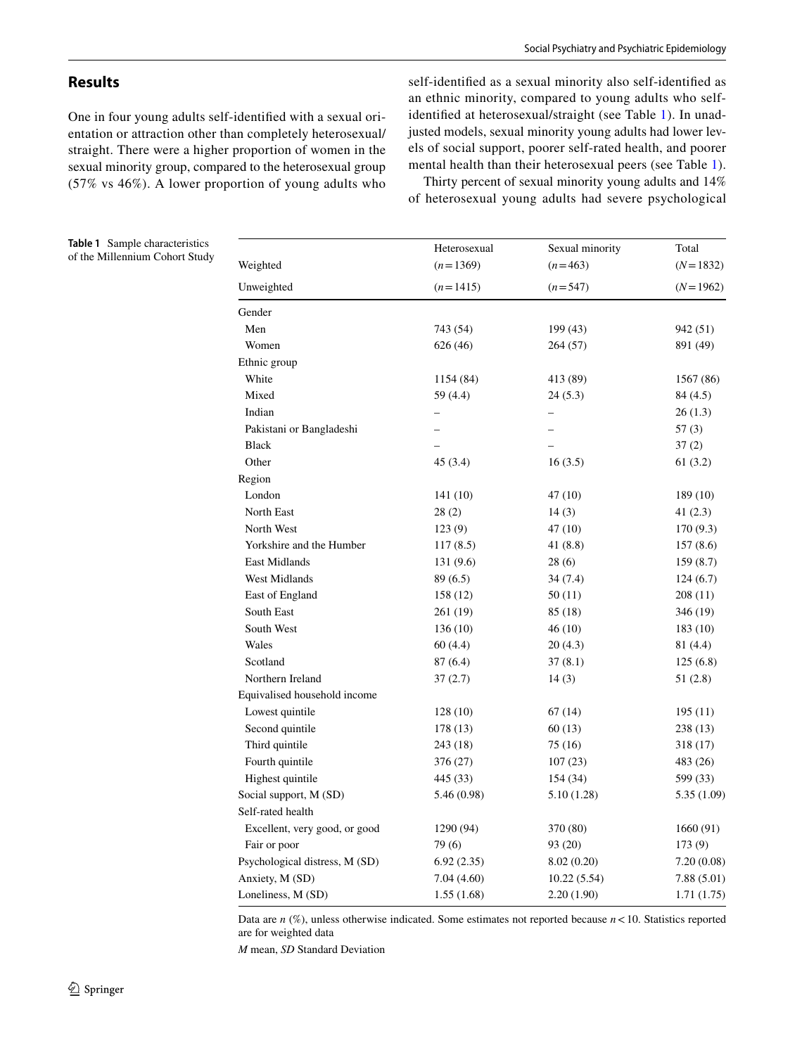## Results

One in four young adults self-identified with a sexual orientation or attraction other than completely heterosexual/straight. There were a higher proportion of women in the sexual minority group, compared to the heterosexual group (57% vs 46%). A lower proportion of young adults who self-identified as a sexual minority also self-identified as an ethnic minority, compared to young adults who self-identified at heterosexual/straight (see Table 1). In unadjusted models, sexual minority young adults had lower levels of social support, poorer self-rated health, and poorer mental health than their heterosexual peers (see Table 1).

Thirty percent of sexual minority young adults and 14% of heterosexual young adults had severe psychological

**Table 1** Sample characteristics of the Millennium Cohort Study

| Weighted | Heterosexual ($n=1369$) | Sexual minority ($n=463$) | Total ($N=1832$) |
|---|---|---|---|
| Unweighted | ($n=1415$) | ($n=547$) | ($N=1962$) |
| Gender | | | |
| Men | 743 (54) | 199 (43) | 942 (51) |
| Women | 626 (46) | 264 (57) | 891 (49) |
| Ethnic group | | | |
| White | 1154 (84) | 413 (89) | 1567 (86) |
| Mixed | 59 (4.4) | 24 (5.3) | 84 (4.5) |
| Indian | – | – | 26 (1.3) |
| Pakistani or Bangladeshi | – | – | 57 (3) |
| Black | – | – | 37 (2) |
| Other | 45 (3.4) | 16 (3.5) | 61 (3.2) |
| Region | | | |
| London | 141 (10) | 47 (10) | 189 (10) |
| North East | 28 (2) | 14 (3) | 41 (2.3) |
| North West | 123 (9) | 47 (10) | 170 (9.3) |
| Yorkshire and the Humber | 117 (8.5) | 41 (8.8) | 157 (8.6) |
| East Midlands | 131 (9.6) | 28 (6) | 159 (8.7) |
| West Midlands | 89 (6.5) | 34 (7.4) | 124 (6.7) |
| East of England | 158 (12) | 50 (11) | 208 (11) |
| South East | 261 (19) | 85 (18) | 346 (19) |
| South West | 136 (10) | 46 (10) | 183 (10) |
| Wales | 60 (4.4) | 20 (4.3) | 81 (4.4) |
| Scotland | 87 (6.4) | 37 (8.1) | 125 (6.8) |
| Northern Ireland | 37 (2.7) | 14 (3) | 51 (2.8) |
| Equivalised household income | | | |
| Lowest quintile | 128 (10) | 67 (14) | 195 (11) |
| Second quintile | 178 (13) | 60 (13) | 238 (13) |
| Third quintile | 243 (18) | 75 (16) | 318 (17) |
| Fourth quintile | 376 (27) | 107 (23) | 483 (26) |
| Highest quintile | 445 (33) | 154 (34) | 599 (33) |
| Social support, M (SD) | 5.46 (0.98) | 5.10 (1.28) | 5.35 (1.09) |
| Self-rated health | | | |
| Excellent, very good, or good | 1290 (94) | 370 (80) | 1660 (91) |
| Fair or poor | 79 (6) | 93 (20) | 173 (9) |
| Psychological distress, M (SD) | 6.92 (2.35) | 8.02 (0.20) | 7.20 (0.08) |
| Anxiety, M (SD) | 7.04 (4.60) | 10.22 (5.54) | 7.88 (5.01) |
| Loneliness, M (SD) | 1.55 (1.68) | 2.20 (1.90) | 1.71 (1.75) |

Data are *n* (%), unless otherwise indicated. Some estimates not reported because $n < 10$. Statistics reported are for weighted data

*M* mean, *SD* Standard Deviation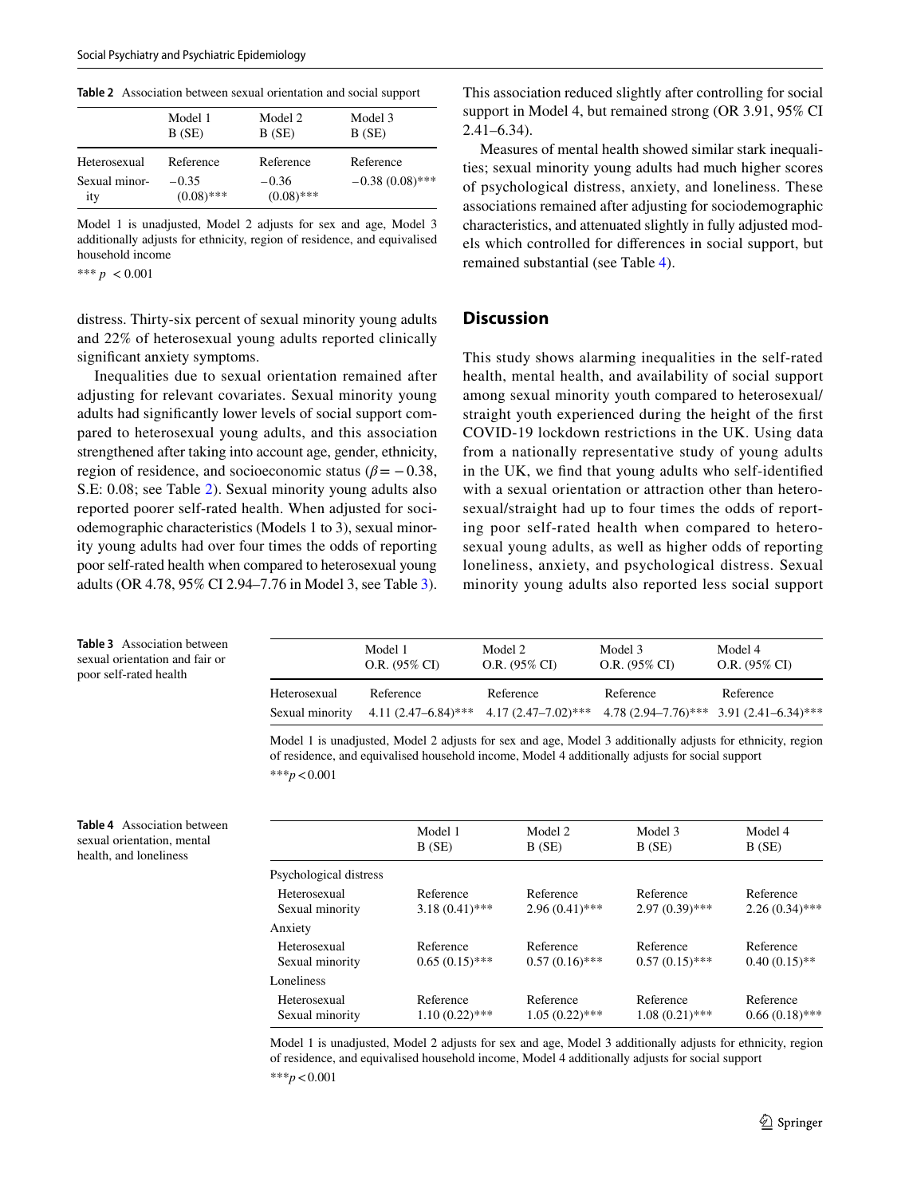**Table 2** Association between sexual orientation and social support

| | Model 1 B (SE) | Model 2 B (SE) | Model 3 B (SE) |
|---|---|---|---|
| Heterosexual | Reference | Reference | Reference |
| Sexual minority | −0.35 (0.08)*** | −0.36 (0.08)*** | −0.38 (0.08)*** |

Model 1 is unadjusted, Model 2 adjusts for sex and age, Model 3 additionally adjusts for ethnicity, region of residence, and equivalised household income

*** $p < 0.001$

distress. Thirty-six percent of sexual minority young adults and 22% of heterosexual young adults reported clinically significant anxiety symptoms.

Inequalities due to sexual orientation remained after adjusting for relevant covariates. Sexual minority young adults had significantly lower levels of social support compared to heterosexual young adults, and this association strengthened after taking into account age, gender, ethnicity, region of residence, and socioeconomic status ($\beta = -0.38$, S.E: 0.08; see Table 2). Sexual minority young adults also reported poorer self-rated health. When adjusted for sociodemographic characteristics (Models 1 to 3), sexual minority young adults had over four times the odds of reporting poor self-rated health when compared to heterosexual young adults (OR 4.78, 95% CI 2.94–7.76 in Model 3, see Table 3). This association reduced slightly after controlling for social support in Model 4, but remained strong (OR 3.91, 95% CI 2.41–6.34).

Measures of mental health showed similar stark inequalities; sexual minority young adults had much higher scores of psychological distress, anxiety, and loneliness. These associations remained after adjusting for sociodemographic characteristics, and attenuated slightly in fully adjusted models which controlled for differences in social support, but remained substantial (see Table 4).

## Discussion

This study shows alarming inequalities in the self-rated health, mental health, and availability of social support among sexual minority youth compared to heterosexual/straight youth experienced during the height of the first COVID-19 lockdown restrictions in the UK. Using data from a nationally representative study of young adults in the UK, we find that young adults who self-identified with a sexual orientation or attraction other than heterosexual/straight had up to four times the odds of reporting poor self-rated health when compared to heterosexual young adults, as well as higher odds of reporting loneliness, anxiety, and psychological distress. Sexual minority young adults also reported less social support

**Table 3** Association between sexual orientation and fair or poor self-rated health

| | Model 1 O.R. (95% CI) | Model 2 O.R. (95% CI) | Model 3 O.R. (95% CI) | Model 4 O.R. (95% CI) |
|---|---|---|---|---|
| Heterosexual | Reference | Reference | Reference | Reference |
| Sexual minority | 4.11 (2.47–6.84)*** | 4.17 (2.47–7.02)*** | 4.78 (2.94–7.76)*** | 3.91 (2.41–6.34)*** |

Model 1 is unadjusted, Model 2 adjusts for sex and age, Model 3 additionally adjusts for ethnicity, region of residence, and equivalised household income, Model 4 additionally adjusts for social support

*** $p < 0.001$

**Table 4** Association between sexual orientation, mental health, and loneliness

| | Model 1 B (SE) | Model 2 B (SE) | Model 3 B (SE) | Model 4 B (SE) |
|---|---|---|---|---|
| Psychological distress | | | | |
| Heterosexual | Reference | Reference | Reference | Reference |
| Sexual minority | 3.18 (0.41)*** | 2.96 (0.41)*** | 2.97 (0.39)*** | 2.26 (0.34)*** |
| Anxiety | | | | |
| Heterosexual | Reference | Reference | Reference | Reference |
| Sexual minority | 0.65 (0.15)*** | 0.57 (0.16)*** | 0.57 (0.15)*** | 0.40 (0.15)** |
| Loneliness | | | | |
| Heterosexual | Reference | Reference | Reference | Reference |
| Sexual minority | 1.10 (0.22)*** | 1.05 (0.22)*** | 1.08 (0.21)*** | 0.66 (0.18)*** |

Model 1 is unadjusted, Model 2 adjusts for sex and age, Model 3 additionally adjusts for ethnicity, region of residence, and equivalised household income, Model 4 additionally adjusts for social support

*** $p < 0.001$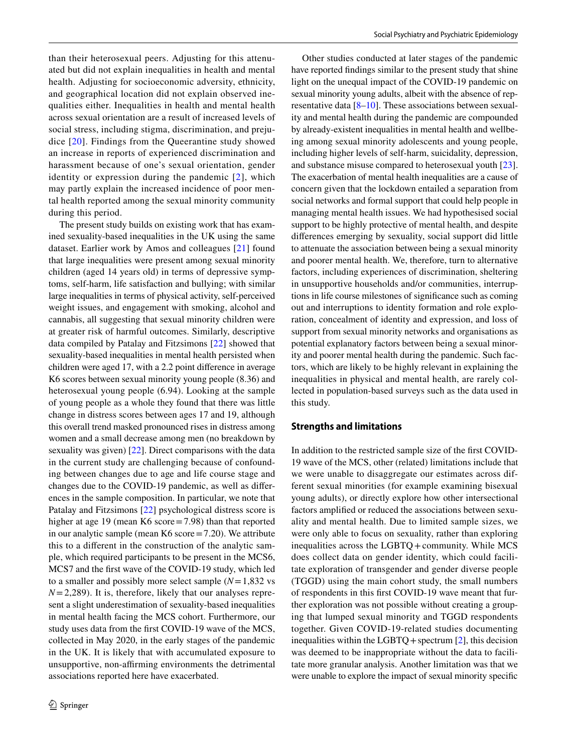than their heterosexual peers. Adjusting for this attenuated but did not explain inequalities in health and mental health. Adjusting for socioeconomic adversity, ethnicity, and geographical location did not explain observed inequalities either. Inequalities in health and mental health across sexual orientation are a result of increased levels of social stress, including stigma, discrimination, and prejudice [20]. Findings from the Queerantine study showed an increase in reports of experienced discrimination and harassment because of one's sexual orientation, gender identity or expression during the pandemic [2], which may partly explain the increased incidence of poor mental health reported among the sexual minority community during this period.

The present study builds on existing work that has examined sexuality-based inequalities in the UK using the same dataset. Earlier work by Amos and colleagues [21] found that large inequalities were present among sexual minority children (aged 14 years old) in terms of depressive symptoms, self-harm, life satisfaction and bullying; with similar large inequalities in terms of physical activity, self-perceived weight issues, and engagement with smoking, alcohol and cannabis, all suggesting that sexual minority children were at greater risk of harmful outcomes. Similarly, descriptive data compiled by Patalay and Fitzsimons [22] showed that sexuality-based inequalities in mental health persisted when children were aged 17, with a 2.2 point difference in average K6 scores between sexual minority young people (8.36) and heterosexual young people (6.94). Looking at the sample of young people as a whole they found that there was little change in distress scores between ages 17 and 19, although this overall trend masked pronounced rises in distress among women and a small decrease among men (no breakdown by sexuality was given) [22]. Direct comparisons with the data in the current study are challenging because of confounding between changes due to age and life course stage and changes due to the COVID-19 pandemic, as well as differences in the sample composition. In particular, we note that Patalay and Fitzsimons [22] psychological distress score is higher at age 19 (mean K6 score = 7.98) than that reported in our analytic sample (mean K6 score = 7.20). We attribute this to a different in the construction of the analytic sample, which required participants to be present in the MCS6, MCS7 and the first wave of the COVID-19 study, which led to a smaller and possibly more select sample ($N$ = 1,832 vs $N$ = 2,289). It is, therefore, likely that our analyses represent a slight underestimation of sexuality-based inequalities in mental health facing the MCS cohort. Furthermore, our study uses data from the first COVID-19 wave of the MCS, collected in May 2020, in the early stages of the pandemic in the UK. It is likely that with accumulated exposure to unsupportive, non-affirming environments the detrimental associations reported here have exacerbated.

Other studies conducted at later stages of the pandemic have reported findings similar to the present study that shine light on the unequal impact of the COVID-19 pandemic on sexual minority young adults, albeit with the absence of representative data [8–10]. These associations between sexuality and mental health during the pandemic are compounded by already-existent inequalities in mental health and wellbeing among sexual minority adolescents and young people, including higher levels of self-harm, suicidality, depression, and substance misuse compared to heterosexual youth [23]. The exacerbation of mental health inequalities are a cause of concern given that the lockdown entailed a separation from social networks and formal support that could help people in managing mental health issues. We had hypothesised social support to be highly protective of mental health, and despite differences emerging by sexuality, social support did little to attenuate the association between being a sexual minority and poorer mental health. We, therefore, turn to alternative factors, including experiences of discrimination, sheltering in unsupportive households and/or communities, interruptions in life course milestones of significance such as coming out and interruptions to identity formation and role exploration, concealment of identity and expression, and loss of support from sexual minority networks and organisations as potential explanatory factors between being a sexual minority and poorer mental health during the pandemic. Such factors, which are likely to be highly relevant in explaining the inequalities in physical and mental health, are rarely collected in population-based surveys such as the data used in this study.

## Strengths and limitations

In addition to the restricted sample size of the first COVID-19 wave of the MCS, other (related) limitations include that we were unable to disaggregate our estimates across different sexual minorities (for example examining bisexual young adults), or directly explore how other intersectional factors amplified or reduced the associations between sexuality and mental health. Due to limited sample sizes, we were only able to focus on sexuality, rather than exploring inequalities across the LGBTQ+ community. While MCS does collect data on gender identity, which could facilitate exploration of transgender and gender diverse people (TGGD) using the main cohort study, the small numbers of respondents in this first COVID-19 wave meant that further exploration was not possible without creating a grouping that lumped sexual minority and TGGD respondents together. Given COVID-19-related studies documenting inequalities within the LGBTQ+ spectrum [2], this decision was deemed to be inappropriate without the data to facilitate more granular analysis. Another limitation was that we were unable to explore the impact of sexual minority specific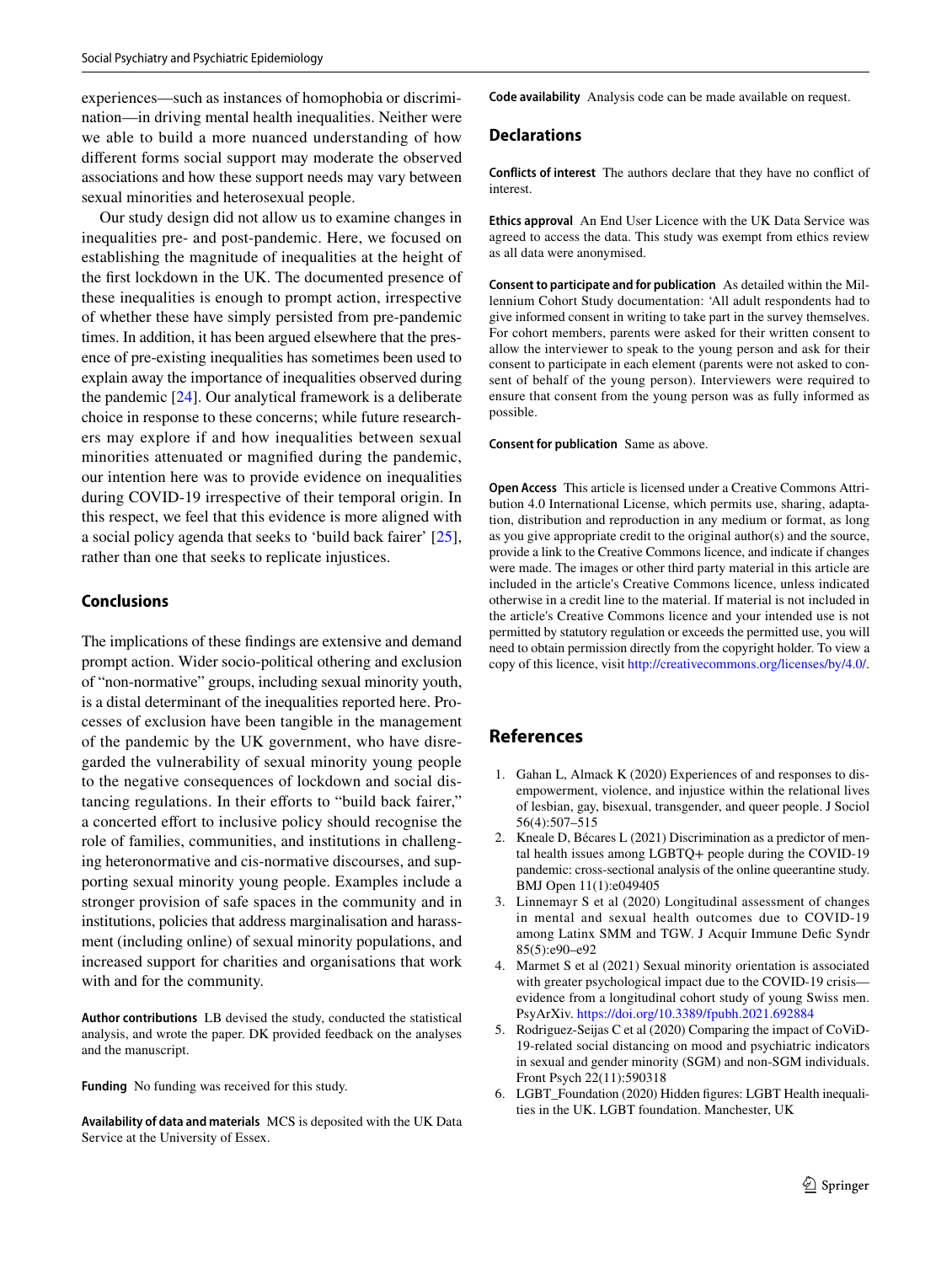experiences—such as instances of homophobia or discrimination—in driving mental health inequalities. Neither were we able to build a more nuanced understanding of how different forms social support may moderate the observed associations and how these support needs may vary between sexual minorities and heterosexual people.

Our study design did not allow us to examine changes in inequalities pre- and post-pandemic. Here, we focused on establishing the magnitude of inequalities at the height of the first lockdown in the UK. The documented presence of these inequalities is enough to prompt action, irrespective of whether these have simply persisted from pre-pandemic times. In addition, it has been argued elsewhere that the presence of pre-existing inequalities has sometimes been used to explain away the importance of inequalities observed during the pandemic [24]. Our analytical framework is a deliberate choice in response to these concerns; while future researchers may explore if and how inequalities between sexual minorities attenuated or magnified during the pandemic, our intention here was to provide evidence on inequalities during COVID-19 irrespective of their temporal origin. In this respect, we feel that this evidence is more aligned with a social policy agenda that seeks to 'build back fairer' [25], rather than one that seeks to replicate injustices.

## Conclusions

The implications of these findings are extensive and demand prompt action. Wider socio-political othering and exclusion of "non-normative" groups, including sexual minority youth, is a distal determinant of the inequalities reported here. Processes of exclusion have been tangible in the management of the pandemic by the UK government, who have disregarded the vulnerability of sexual minority young people to the negative consequences of lockdown and social distancing regulations. In their efforts to "build back fairer," a concerted effort to inclusive policy should recognise the role of families, communities, and institutions in challenging heteronormative and cis-normative discourses, and supporting sexual minority young people. Examples include a stronger provision of safe spaces in the community and in institutions, policies that address marginalisation and harassment (including online) of sexual minority populations, and increased support for charities and organisations that work with and for the community.

**Author contributions** LB devised the study, conducted the statistical analysis, and wrote the paper. DK provided feedback on the analyses and the manuscript.

**Funding** No funding was received for this study.

**Availability of data and materials** MCS is deposited with the UK Data Service at the University of Essex.

**Code availability** Analysis code can be made available on request.

## Declarations

**Conflicts of interest** The authors declare that they have no conflict of interest.

**Ethics approval** An End User Licence with the UK Data Service was agreed to access the data. This study was exempt from ethics review as all data were anonymised.

**Consent to participate and for publication** As detailed within the Millennium Cohort Study documentation: 'All adult respondents had to give informed consent in writing to take part in the survey themselves. For cohort members, parents were asked for their written consent to allow the interviewer to speak to the young person and ask for their consent to participate in each element (parents were not asked to consent of behalf of the young person). Interviewers were required to ensure that consent from the young person was as fully informed as possible.

**Consent for publication** Same as above.

**Open Access** This article is licensed under a Creative Commons Attribution 4.0 International License, which permits use, sharing, adaptation, distribution and reproduction in any medium or format, as long as you give appropriate credit to the original author(s) and the source, provide a link to the Creative Commons licence, and indicate if changes were made. The images or other third party material in this article are included in the article's Creative Commons licence, unless indicated otherwise in a credit line to the material. If material is not included in the article's Creative Commons licence and your intended use is not permitted by statutory regulation or exceeds the permitted use, you will need to obtain permission directly from the copyright holder. To view a copy of this licence, visit http://creativecommons.org/licenses/by/4.0/.

## References

1. Gahan L, Almack K (2020) Experiences of and responses to disempowerment, violence, and injustice within the relational lives of lesbian, gay, bisexual, transgender, and queer people. J Sociol 56(4):507–515
2. Kneale D, Bécares L (2021) Discrimination as a predictor of mental health issues among LGBTQ+ people during the COVID-19 pandemic: cross-sectional analysis of the online queerantine study. BMJ Open 11(1):e049405
3. Linnemayr S et al (2020) Longitudinal assessment of changes in mental and sexual health outcomes due to COVID-19 among Latinx SMM and TGW. J Acquir Immune Defic Syndr 85(5):e90–e92
4. Marmet S et al (2021) Sexual minority orientation is associated with greater psychological impact due to the COVID-19 crisis—evidence from a longitudinal cohort study of young Swiss men. PsyArXiv. https://doi.org/10.3389/fpubh.2021.692884
5. Rodriguez-Seijas C et al (2020) Comparing the impact of CoViD-19-related social distancing on mood and psychiatric indicators in sexual and gender minority (SGM) and non-SGM individuals. Front Psych 22(11):590318
6. LGBT_Foundation (2020) Hidden figures: LGBT Health inequalities in the UK. LGBT foundation. Manchester, UK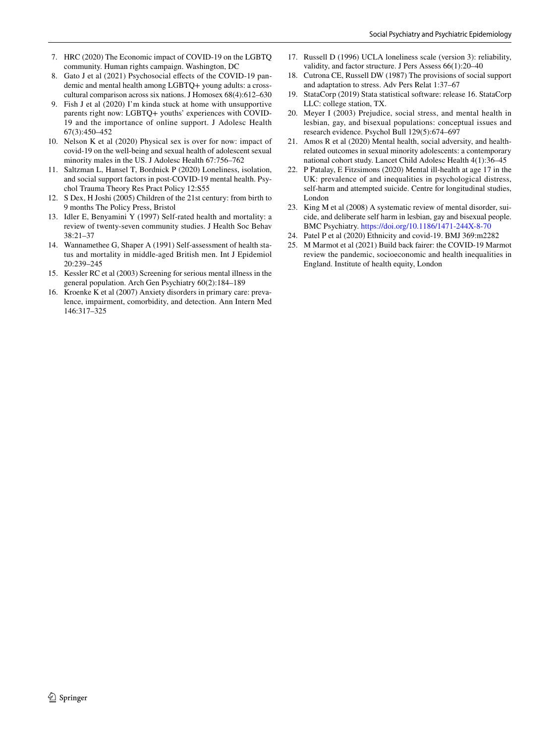7. HRC (2020) The Economic impact of COVID-19 on the LGBTQ community. Human rights campaign. Washington, DC
8. Gato J et al (2021) Psychosocial effects of the COVID-19 pandemic and mental health among LGBTQ+ young adults: a cross-cultural comparison across six nations. J Homosex 68(4):612–630
9. Fish J et al (2020) I'm kinda stuck at home with unsupportive parents right now: LGBTQ+ youths' experiences with COVID-19 and the importance of online support. J Adolesc Health 67(3):450–452
10. Nelson K et al (2020) Physical sex is over for now: impact of covid-19 on the well-being and sexual health of adolescent sexual minority males in the US. J Adolesc Health 67:756–762
11. Saltzman L, Hansel T, Bordnick P (2020) Loneliness, isolation, and social support factors in post-COVID-19 mental health. Psychol Trauma Theory Res Pract Policy 12:S55
12. S Dex, H Joshi (2005) Children of the 21st century: from birth to 9 months The Policy Press, Bristol
13. Idler E, Benyamini Y (1997) Self-rated health and mortality: a review of twenty-seven community studies. J Health Soc Behav 38:21–37
14. Wannamethee G, Shaper A (1991) Self-assessment of health status and mortality in middle-aged British men. Int J Epidemiol 20:239–245
15. Kessler RC et al (2003) Screening for serious mental illness in the general population. Arch Gen Psychiatry 60(2):184–189
16. Kroenke K et al (2007) Anxiety disorders in primary care: prevalence, impairment, comorbidity, and detection. Ann Intern Med 146:317–325
17. Russell D (1996) UCLA loneliness scale (version 3): reliability, validity, and factor structure. J Pers Assess 66(1):20–40
18. Cutrona CE, Russell DW (1987) The provisions of social support and adaptation to stress. Adv Pers Relat 1:37–67
19. StataCorp (2019) Stata statistical software: release 16. StataCorp LLC: college station, TX.
20. Meyer I (2003) Prejudice, social stress, and mental health in lesbian, gay, and bisexual populations: conceptual issues and research evidence. Psychol Bull 129(5):674–697
21. Amos R et al (2020) Mental health, social adversity, and health-related outcomes in sexual minority adolescents: a contemporary national cohort study. Lancet Child Adolesc Health 4(1):36–45
22. P Patalay, E Fitzsimons (2020) Mental ill-health at age 17 in the UK: prevalence of and inequalities in psychological distress, self-harm and attempted suicide. Centre for longitudinal studies, London
23. King M et al (2008) A systematic review of mental disorder, suicide, and deliberate self harm in lesbian, gay and bisexual people. BMC Psychiatry. https://doi.org/10.1186/1471-244X-8-70
24. Patel P et al (2020) Ethnicity and covid-19. BMJ 369:m2282
25. M Marmot et al (2021) Build back fairer: the COVID-19 Marmot review the pandemic, socioeconomic and health inequalities in England. Institute of health equity, London